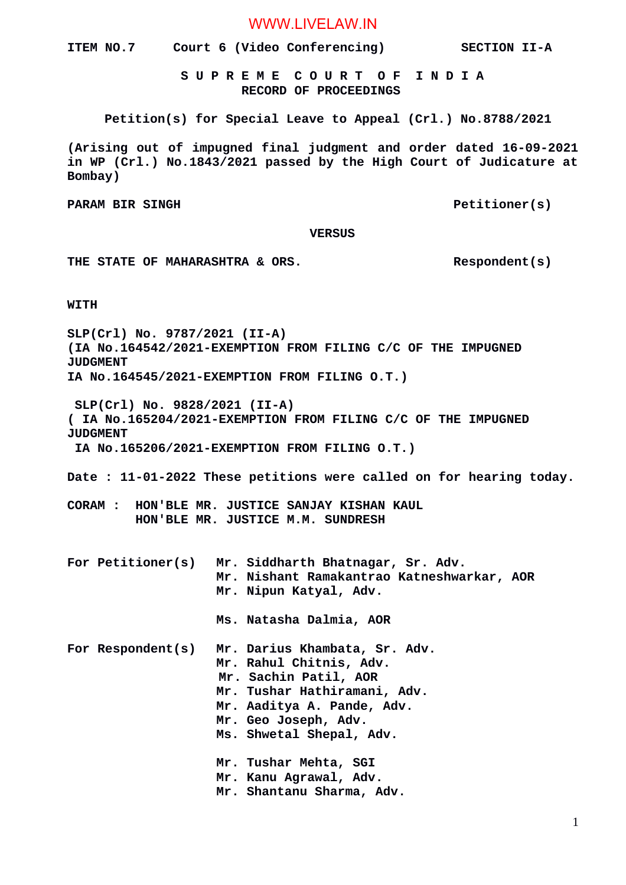ITEM NO.7 Court 6 (Video Conferencing) SECTION II-A

**S U P R E M E C O U R T O F I N D I A**
**RECORD OF PROCEEDINGS**

**Petition(s) for Special Leave to Appeal (Crl.) No.8788/2021**

**(Arising out of impugned final judgment and order dated 16-09-2021 in WP (Crl.) No.1843/2021 passed by the High Court of Judicature at Bombay)**

**PARAM BIR SINGH** Petitioner(s)

**VERSUS**

**THE STATE OF MAHARASHTRA & ORS.** Respondent(s)

**WITH**

**SLP(Crl) No. 9787/2021 (II-A)**
**(IA No.164542/2021-EXEMPTION FROM FILING C/C OF THE IMPUGNED JUDGMENT**
**IA No.164545/2021-EXEMPTION FROM FILING O.T.)**

**SLP(Crl) No. 9828/2021 (II-A)**
**( IA No.165204/2021-EXEMPTION FROM FILING C/C OF THE IMPUGNED JUDGMENT**
**IA No.165206/2021-EXEMPTION FROM FILING O.T.)**

**Date : 11-01-2022 These petitions were called on for hearing today.**

**CORAM : HON'BLE MR. JUSTICE SANJAY KISHAN KAUL**
**HON'BLE MR. JUSTICE M.M. SUNDRESH**

**For Petitioner(s)**
Mr. Siddharth Bhatnagar, Sr. Adv.
Mr. Nishant Ramakantrao Katneshwarkar, AOR
Mr. Nipun Katyal, Adv.

Ms. Natasha Dalmia, AOR

**For Respondent(s)**
Mr. Darius Khambata, Sr. Adv.
Mr. Rahul Chitnis, Adv.
Mr. Sachin Patil, AOR
Mr. Tushar Hathiramani, Adv.
Mr. Aaditya A. Pande, Adv.
Mr. Geo Joseph, Adv.
Ms. Shwetal Shepal, Adv.

Mr. Tushar Mehta, SGI
Mr. Kanu Agrawal, Adv.
Mr. Shantanu Sharma, Adv.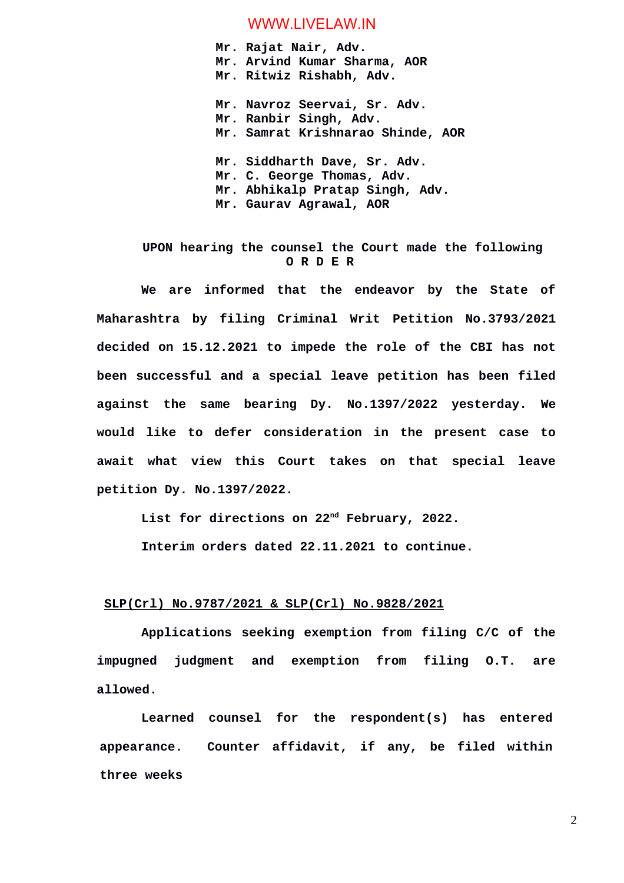Mr. Rajat Nair, Adv.
Mr. Arvind Kumar Sharma, AOR
Mr. Ritwiz Rishabh, Adv.

Mr. Navroz Seervai, Sr. Adv.
Mr. Ranbir Singh, Adv.
Mr. Samrat Krishnarao Shinde, AOR

Mr. Siddharth Dave, Sr. Adv.
Mr. C. George Thomas, Adv.
Mr. Abhikalp Pratap Singh, Adv.
Mr. Gaurav Agrawal, AOR

**UPON hearing the counsel the Court made the following**
**O R D E R**

We are informed that the endeavor by the State of Maharashtra by filing Criminal Writ Petition No.3793/2021 decided on 15.12.2021 to impede the role of the CBI has not been successful and a special leave petition has been filed against the same bearing Dy. No.1397/2022 yesterday. We would like to defer consideration in the present case to await what view this Court takes on that special leave petition Dy. No.1397/2022.

List for directions on 22nd February, 2022.

Interim orders dated 22.11.2021 to continue.

**SLP(Crl) No.9787/2021 & SLP(Crl) No.9828/2021**

Applications seeking exemption from filing C/C of the impugned judgment and exemption from filing O.T. are allowed.

Learned counsel for the respondent(s) has entered appearance. Counter affidavit, if any, be filed within three weeks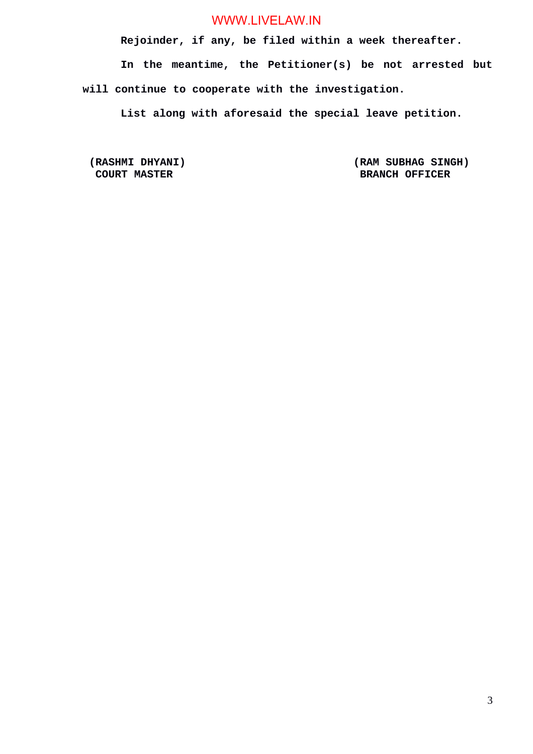**Rejoinder, if any, be filed within a week thereafter.**

**In the meantime, the Petitioner(s) be not arrested but will continue to cooperate with the investigation.**

**List along with aforesaid the special leave petition.**

| | |
|---|---|
| **(RASHMI DHYANI)** | **(RAM SUBHAG SINGH)** |
| **COURT MASTER** | **BRANCH OFFICER** |